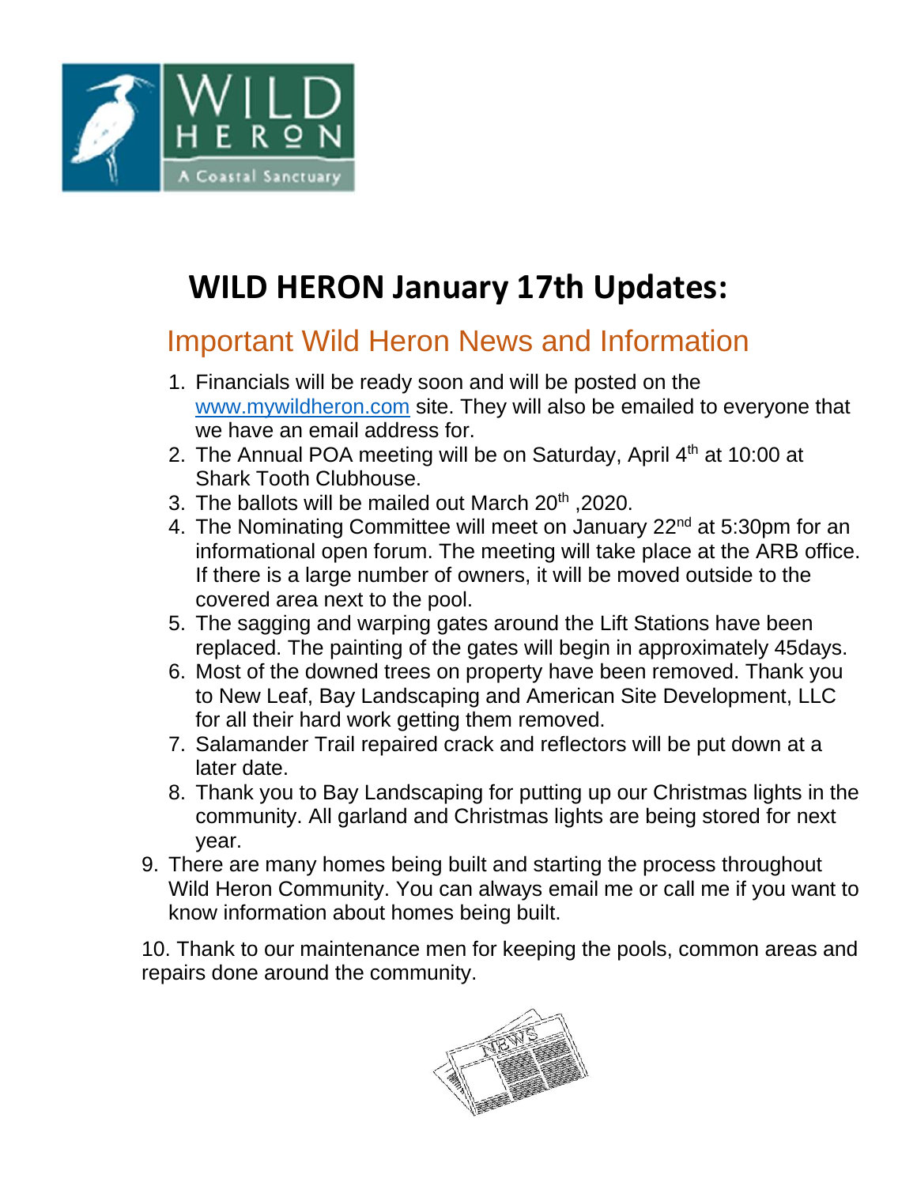# WILD HERON January 17th Updates:

## Important Wild Heron News and Information

1. Financials will be ready soon and will be posted on the www.mywildheron.com site. They will also be emailed to everyone that we have an email address for.
2. The Annual POA meeting will be on Saturday, April 4th at 10:00 at Shark Tooth Clubhouse.
3. The ballots will be mailed out March 20th ,2020.
4. The Nominating Committee will meet on January 22nd at 5:30pm for an informational open forum. The meeting will take place at the ARB office. If there is a large number of owners, it will be moved outside to the covered area next to the pool.
5. The sagging and warping gates around the Lift Stations have been replaced. The painting of the gates will begin in approximately 45days.
6. Most of the downed trees on property have been removed. Thank you to New Leaf, Bay Landscaping and American Site Development, LLC for all their hard work getting them removed.
7. Salamander Trail repaired crack and reflectors will be put down at a later date.
8. Thank you to Bay Landscaping for putting up our Christmas lights in the community. All garland and Christmas lights are being stored for next year.
9. There are many homes being built and starting the process throughout Wild Heron Community. You can always email me or call me if you want to know information about homes being built.

10. Thank to our maintenance men for keeping the pools, common areas and repairs done around the community.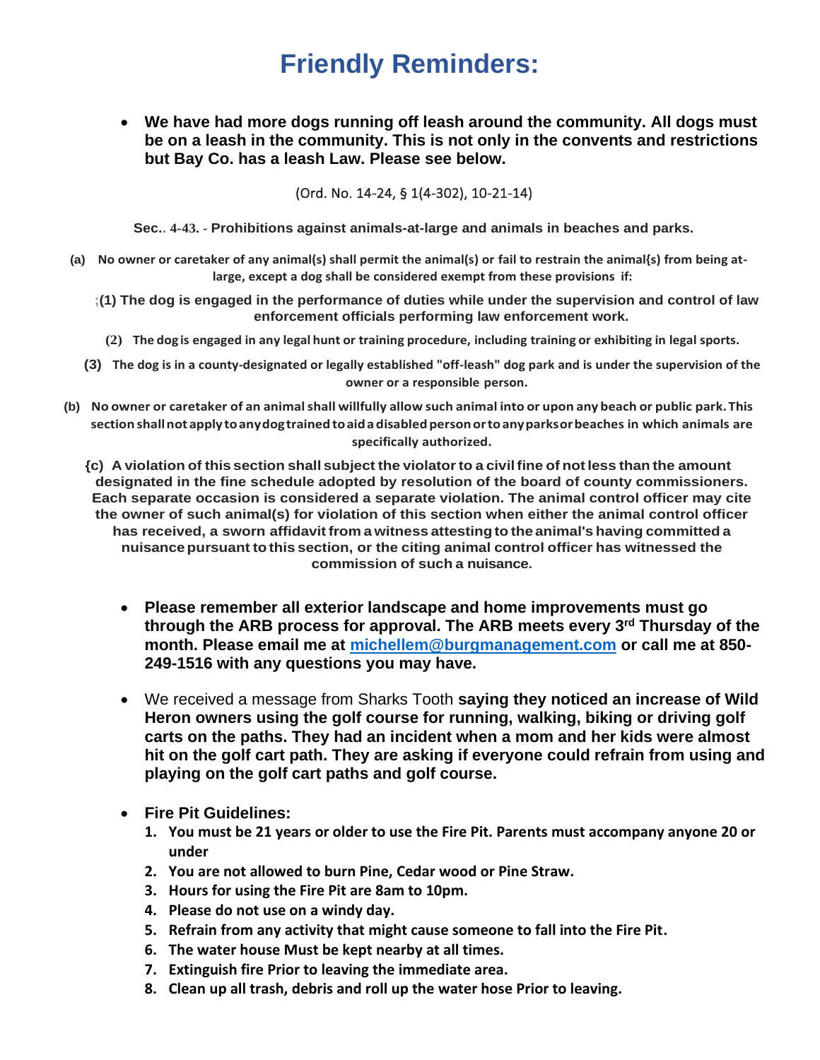# Friendly Reminders:

- **We have had more dogs running off leash around the community. All dogs must be on a leash in the community. This is not only in the convents and restrictions but Bay Co. has a leash Law. Please see below.**

(Ord. No. 14-24, § 1(4-302), 10-21-14)

**Sec.. 4-43. - Prohibitions against animals-at-large and animals in beaches and parks.**

**(a) No owner or caretaker of any animal(s) shall permit the animal(s) or fail to restrain the animal{s) from being at-large, except a dog shall be considered exempt from these provisions if:**

**;(1) The dog is engaged in the performance of duties while under the supervision and control of law enforcement officials performing law enforcement work.**

**(2) The dog is engaged in any legal hunt or training procedure, including training or exhibiting in legal sports.**

**(3) The dog is in a county-designated or legally established "off-leash" dog park and is under the supervision of the owner or a responsible person.**

**(b) No owner or caretaker of an animal shall willfully allow such animal into or upon any beach or public park. This section shall not apply to any dog trained to aid a disabled person or to any parks or beaches in which animals are specifically authorized.**

**{c) A violation of this section shall subject the violator to a civil fine of not less than the amount designated in the fine schedule adopted by resolution of the board of county commissioners. Each separate occasion is considered a separate violation. The animal control officer may cite the owner of such animal(s) for violation of this section when either the animal control officer has received, a sworn affidavit from a witness attesting to the animal's having committed a nuisance pursuant to this section, or the citing animal control officer has witnessed the commission of such a nuisance.**

- **Please remember all exterior landscape and home improvements must go through the ARB process for approval. The ARB meets every 3rd Thursday of the month. Please email me at michellem@burgmanagement.com or call me at 850-249-1516 with any questions you may have.**

- We received a message from Sharks Tooth **saying they noticed an increase of Wild Heron owners using the golf course for running, walking, biking or driving golf carts on the paths. They had an incident when a mom and her kids were almost hit on the golf cart path. They are asking if everyone could refrain from using and playing on the golf cart paths and golf course.**

- **Fire Pit Guidelines:**
  1. **You must be 21 years or older to use the Fire Pit. Parents must accompany anyone 20 or under**
  2. **You are not allowed to burn Pine, Cedar wood or Pine Straw.**
  3. **Hours for using the Fire Pit are 8am to 10pm.**
  4. **Please do not use on a windy day.**
  5. **Refrain from any activity that might cause someone to fall into the Fire Pit.**
  6. **The water house Must be kept nearby at all times.**
  7. **Extinguish fire Prior to leaving the immediate area.**
  8. **Clean up all trash, debris and roll up the water hose Prior to leaving.**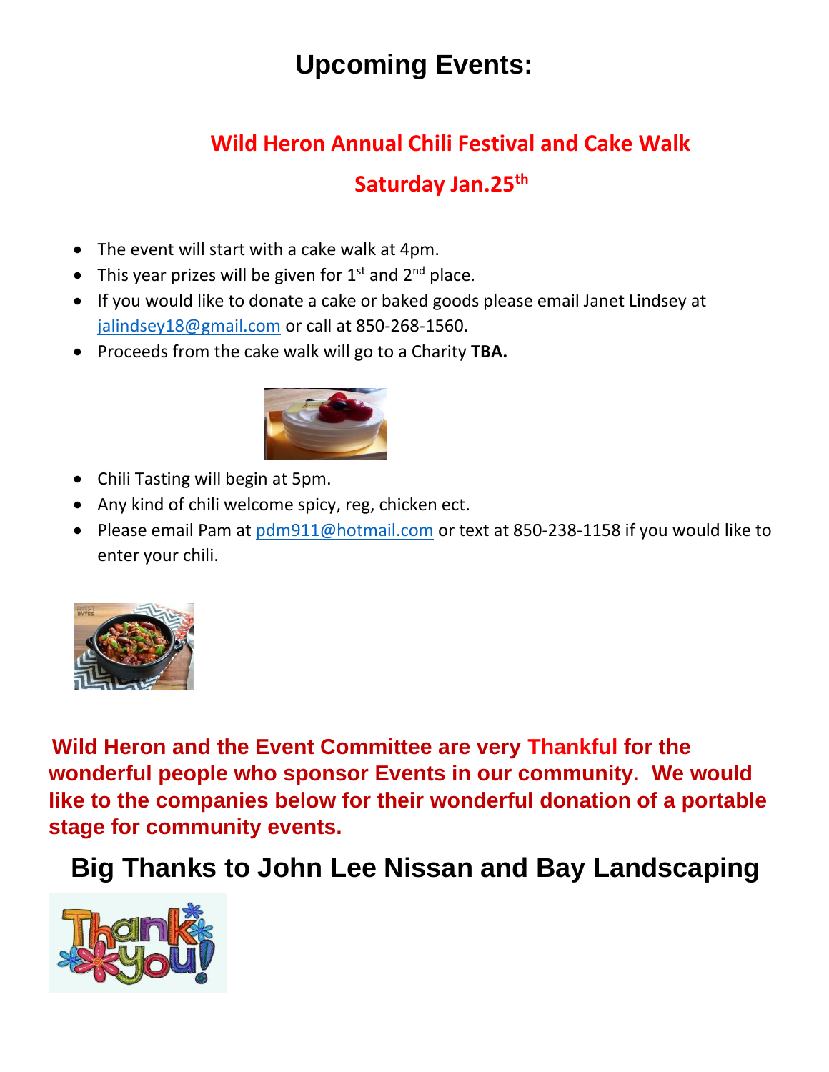# Upcoming Events:

## Wild Heron Annual Chili Festival and Cake Walk

## Saturday Jan.25th

- The event will start with a cake walk at 4pm.
- This year prizes will be given for 1st and 2nd place.
- If you would like to donate a cake or baked goods please email Janet Lindsey at jalindsey18@gmail.com or call at 850-268-1560.
- Proceeds from the cake walk will go to a Charity **TBA.**

- Chili Tasting will begin at 5pm.
- Any kind of chili welcome spicy, reg, chicken ect.
- Please email Pam at pdm911@hotmail.com or text at 850-238-1158 if you would like to enter your chili.

**Wild Heron and the Event Committee are very Thankful for the wonderful people who sponsor Events in our community. We would like to the companies below for their wonderful donation of a portable stage for community events.**

## Big Thanks to John Lee Nissan and Bay Landscaping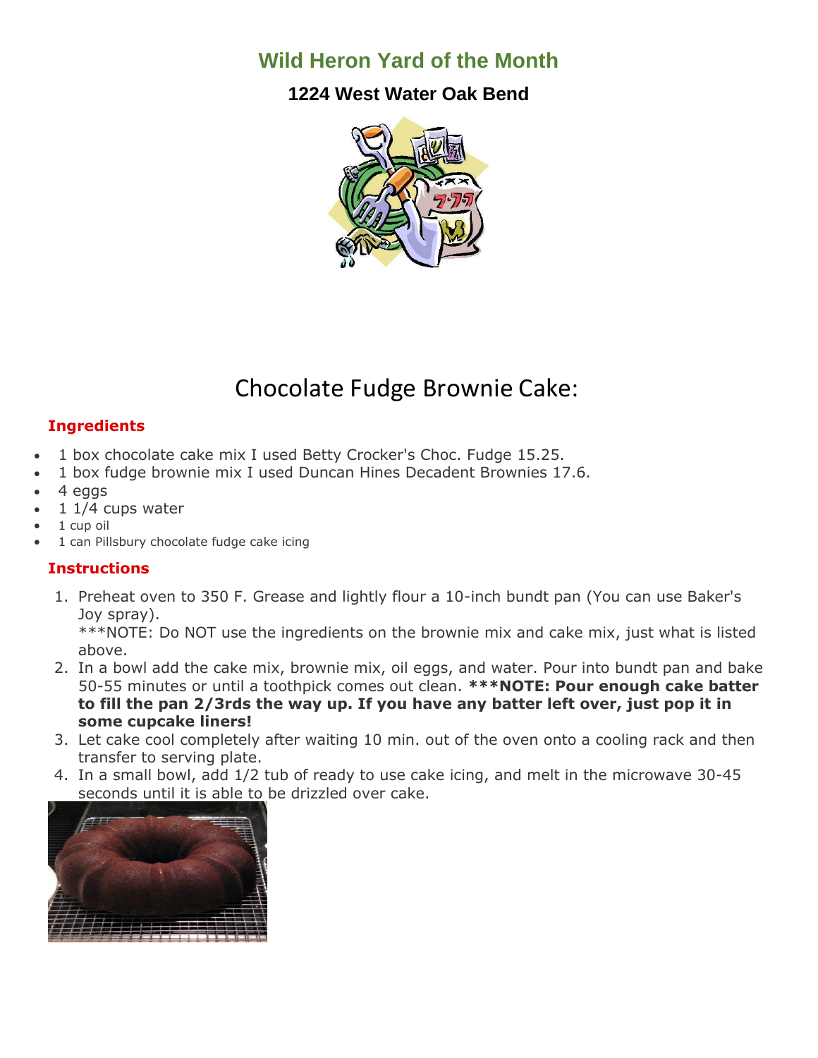## Wild Heron Yard of the Month

### 1224 West Water Oak Bend

# Chocolate Fudge Brownie Cake:

### Ingredients

- 1 box chocolate cake mix I used Betty Crocker's Choc. Fudge 15.25.
- 1 box fudge brownie mix I used Duncan Hines Decadent Brownies 17.6.
- 4 eggs
- 1 1/4 cups water
- 1 cup oil
- 1 can Pillsbury chocolate fudge cake icing

### Instructions

1. Preheat oven to 350 F. Grease and lightly flour a 10-inch bundt pan (You can use Baker's Joy spray).
   ***NOTE: Do NOT use the ingredients on the brownie mix and cake mix, just what is listed above.
2. In a bowl add the cake mix, brownie mix, oil eggs, and water. Pour into bundt pan and bake 50-55 minutes or until a toothpick comes out clean. **\*\*\*NOTE: Pour enough cake batter to fill the pan 2/3rds the way up. If you have any batter left over, just pop it in some cupcake liners!**
3. Let cake cool completely after waiting 10 min. out of the oven onto a cooling rack and then transfer to serving plate.
4. In a small bowl, add 1/2 tub of ready to use cake icing, and melt in the microwave 30-45 seconds until it is able to be drizzled over cake.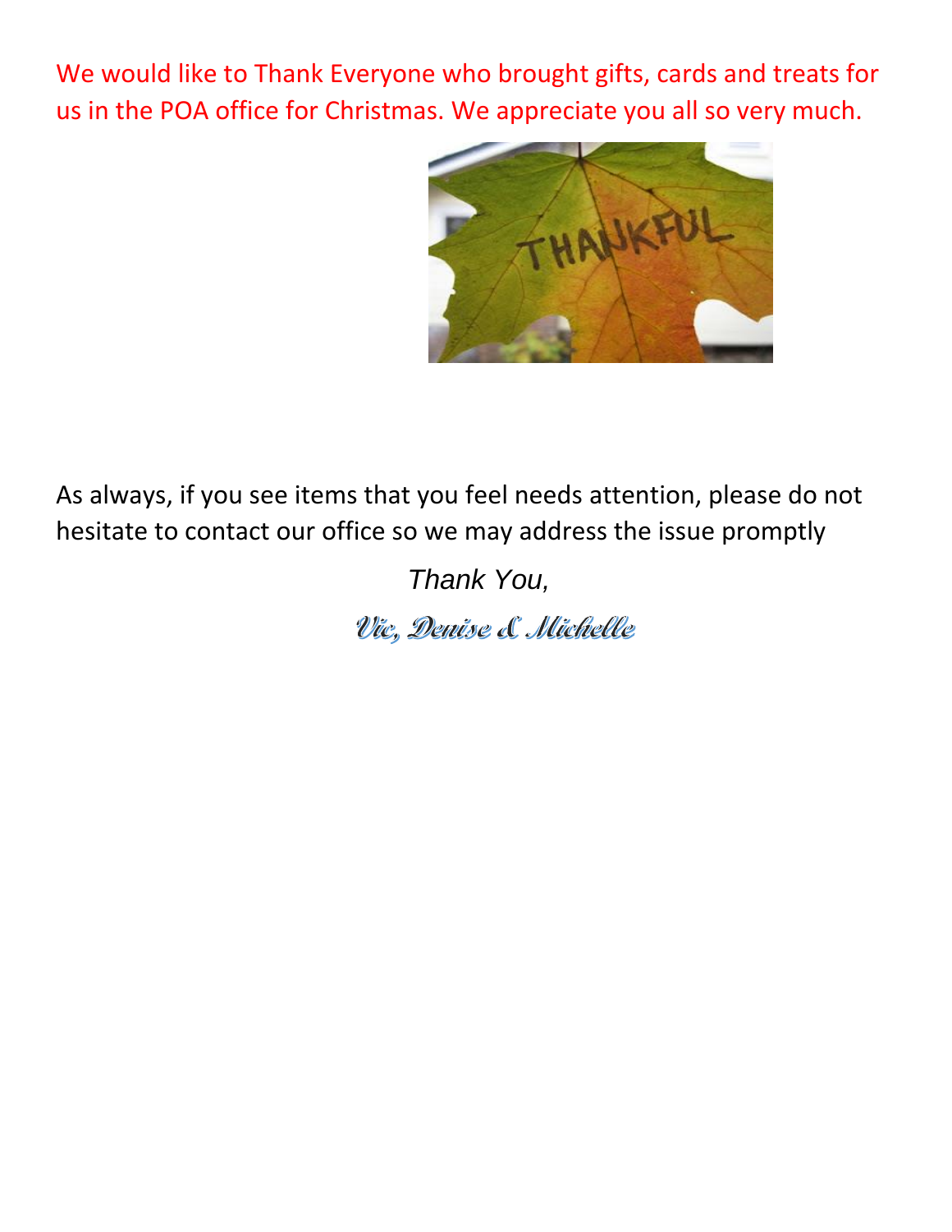We would like to Thank Everyone who brought gifts, cards and treats for us in the POA office for Christmas. We appreciate you all so very much.

As always, if you see items that you feel needs attention, please do not hesitate to contact our office so we may address the issue promptly

*Thank You,*

*Vic, Denise & Michelle*